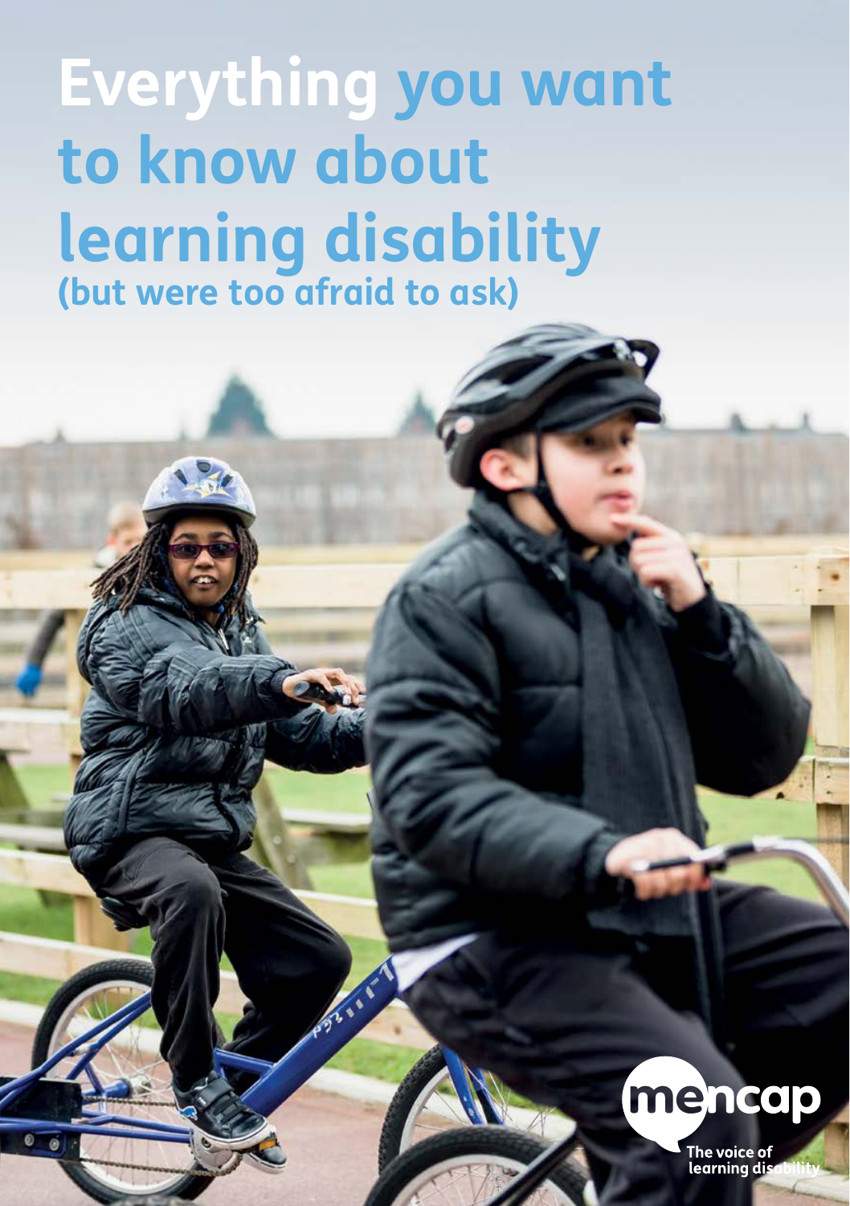# Everything you want to know about learning disability
## (but were too afraid to ask)

mencap

The voice of learning disability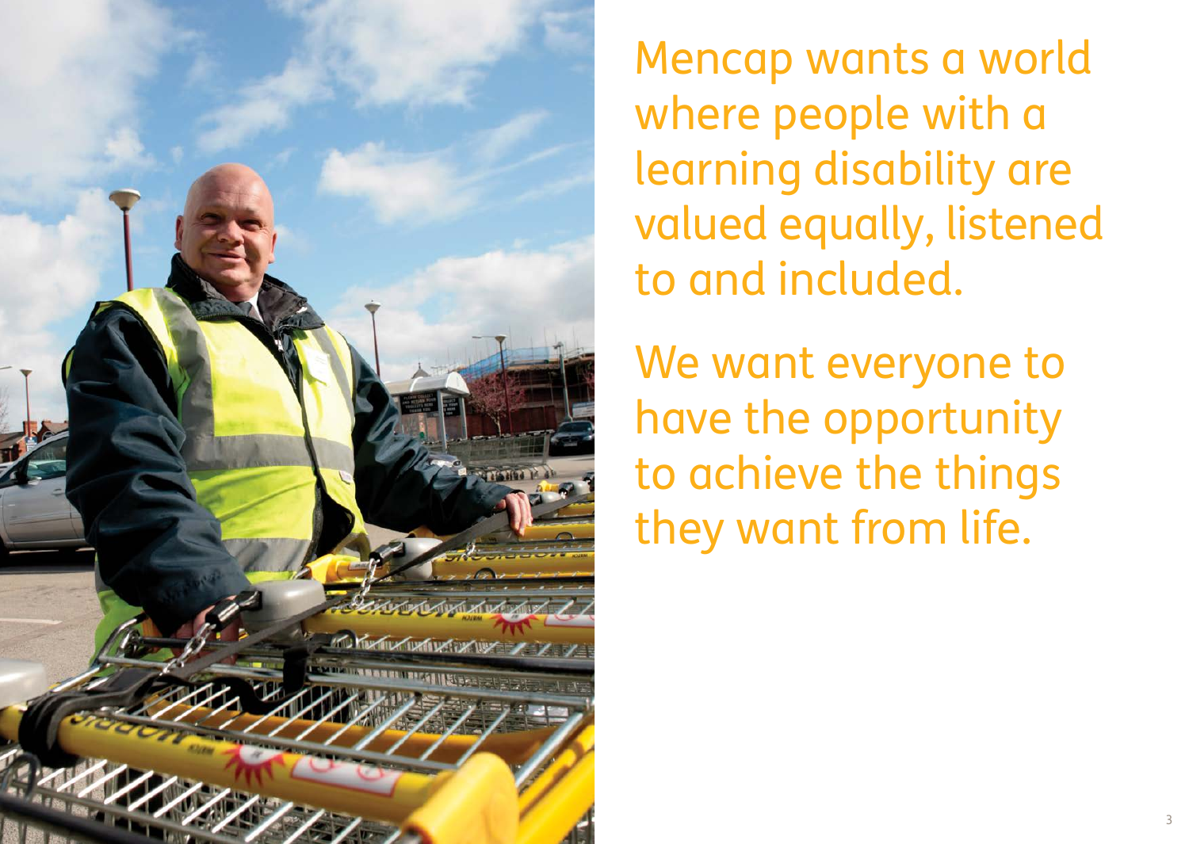Mencap wants a world where people with a learning disability are valued equally, listened to and included.

We want everyone to have the opportunity to achieve the things they want from life.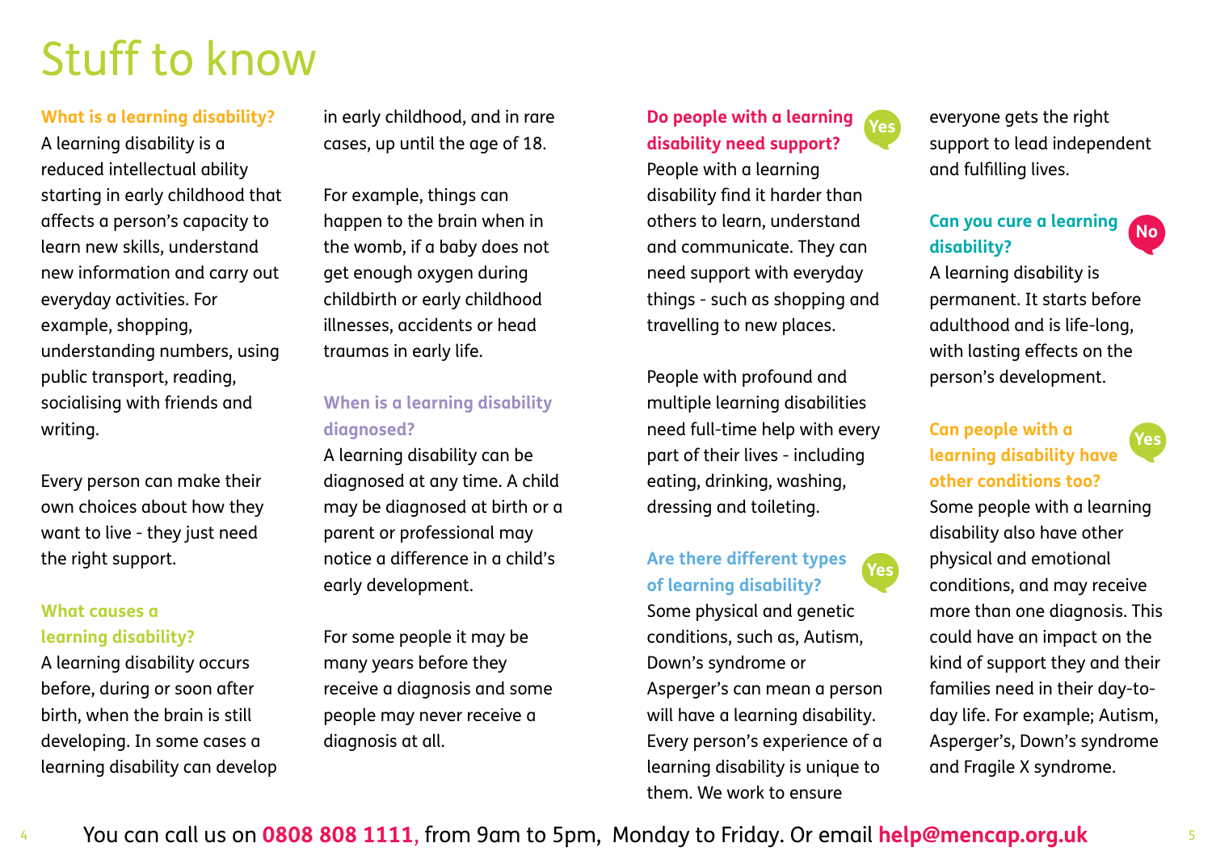# Stuff to know

### What is a learning disability?

A learning disability is a reduced intellectual ability starting in early childhood that affects a person's capacity to learn new skills, understand new information and carry out everyday activities. For example, shopping, understanding numbers, using public transport, reading, socialising with friends and writing.

Every person can make their own choices about how they want to live - they just need the right support.

### What causes a learning disability?

A learning disability occurs before, during or soon after birth, when the brain is still developing. In some cases a learning disability can develop in early childhood, and in rare cases, up until the age of 18.

For example, things can happen to the brain when in the womb, if a baby does not get enough oxygen during childbirth or early childhood illnesses, accidents or head traumas in early life.

### When is a learning disability diagnosed?

A learning disability can be diagnosed at any time. A child may be diagnosed at birth or a parent or professional may notice a difference in a child's early development.

For some people it may be many years before they receive a diagnosis and some people may never receive a diagnosis at all.

### Do people with a learning disability need support? Yes

People with a learning disability find it harder than others to learn, understand and communicate. They can need support with everyday things - such as shopping and travelling to new places.

People with profound and multiple learning disabilities need full-time help with every part of their lives - including eating, drinking, washing, dressing and toileting.

### Are there different types of learning disability? Yes

Some physical and genetic conditions, such as, Autism, Down's syndrome or Asperger's can mean a person will have a learning disability. Every person's experience of a learning disability is unique to them. We work to ensure everyone gets the right support to lead independent and fulfilling lives.

### Can you cure a learning disability? No

A learning disability is permanent. It starts before adulthood and is life-long, with lasting effects on the person's development.

### Can people with a learning disability have other conditions too? Yes

Some people with a learning disability also have other physical and emotional conditions, and may receive more than one diagnosis. This could have an impact on the kind of support they and their families need in their day-to-day life. For example; Autism, Asperger's, Down's syndrome and Fragile X syndrome.

You can call us on **0808 808 1111**, from 9am to 5pm, Monday to Friday. Or email **help@mencap.org.uk**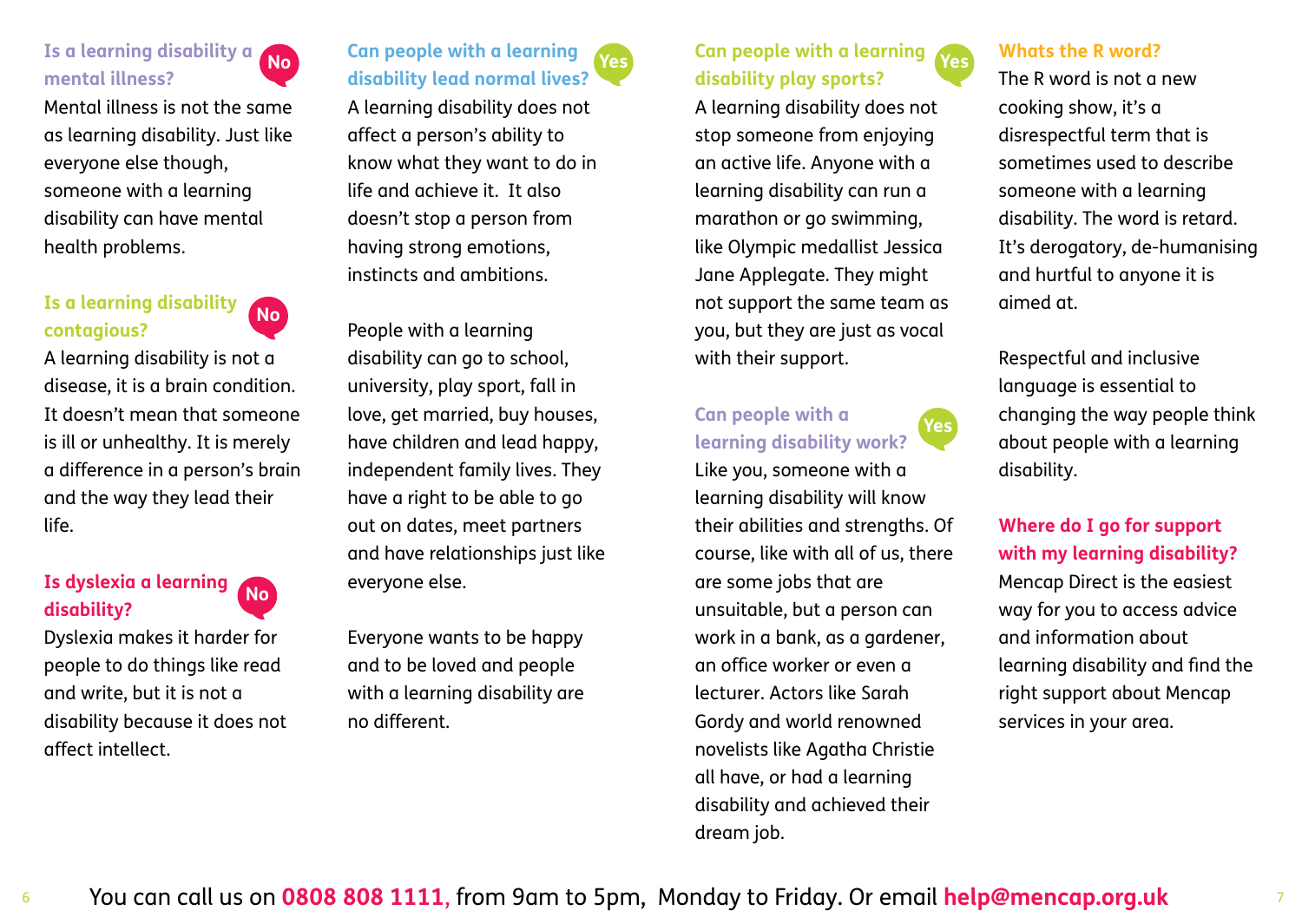### Is a learning disability a mental illness? No

Mental illness is not the same as learning disability. Just like everyone else though, someone with a learning disability can have mental health problems.

### Is a learning disability contagious? No

A learning disability is not a disease, it is a brain condition. It doesn't mean that someone is ill or unhealthy. It is merely a difference in a person's brain and the way they lead their life.

### Is dyslexia a learning disability? No

Dyslexia makes it harder for people to do things like read and write, but it is not a disability because it does not affect intellect.

### Can people with a learning disability lead normal lives? Yes

A learning disability does not affect a person's ability to know what they want to do in life and achieve it. It also doesn't stop a person from having strong emotions, instincts and ambitions.

People with a learning disability can go to school, university, play sport, fall in love, get married, buy houses, have children and lead happy, independent family lives. They have a right to be able to go out on dates, meet partners and have relationships just like everyone else.

Everyone wants to be happy and to be loved and people with a learning disability are no different.

### Can people with a learning disability play sports? Yes

A learning disability does not stop someone from enjoying an active life. Anyone with a learning disability can run a marathon or go swimming, like Olympic medallist Jessica Jane Applegate. They might not support the same team as you, but they are just as vocal with their support.

### Can people with a learning disability work? Yes

Like you, someone with a learning disability will know their abilities and strengths. Of course, like with all of us, there are some jobs that are unsuitable, but a person can work in a bank, as a gardener, an office worker or even a lecturer. Actors like Sarah Gordy and world renowned novelists like Agatha Christie all have, or had a learning disability and achieved their dream job.

### Whats the R word?

The R word is not a new cooking show, it's a disrespectful term that is sometimes used to describe someone with a learning disability. The word is retard. It's derogatory, de-humanising and hurtful to anyone it is aimed at.

Respectful and inclusive language is essential to changing the way people think about people with a learning disability.

### Where do I go for support with my learning disability?

Mencap Direct is the easiest way for you to access advice and information about learning disability and find the right support about Mencap services in your area.

You can call us on **0808 808 1111**, from 9am to 5pm, Monday to Friday. Or email **help@mencap.org.uk**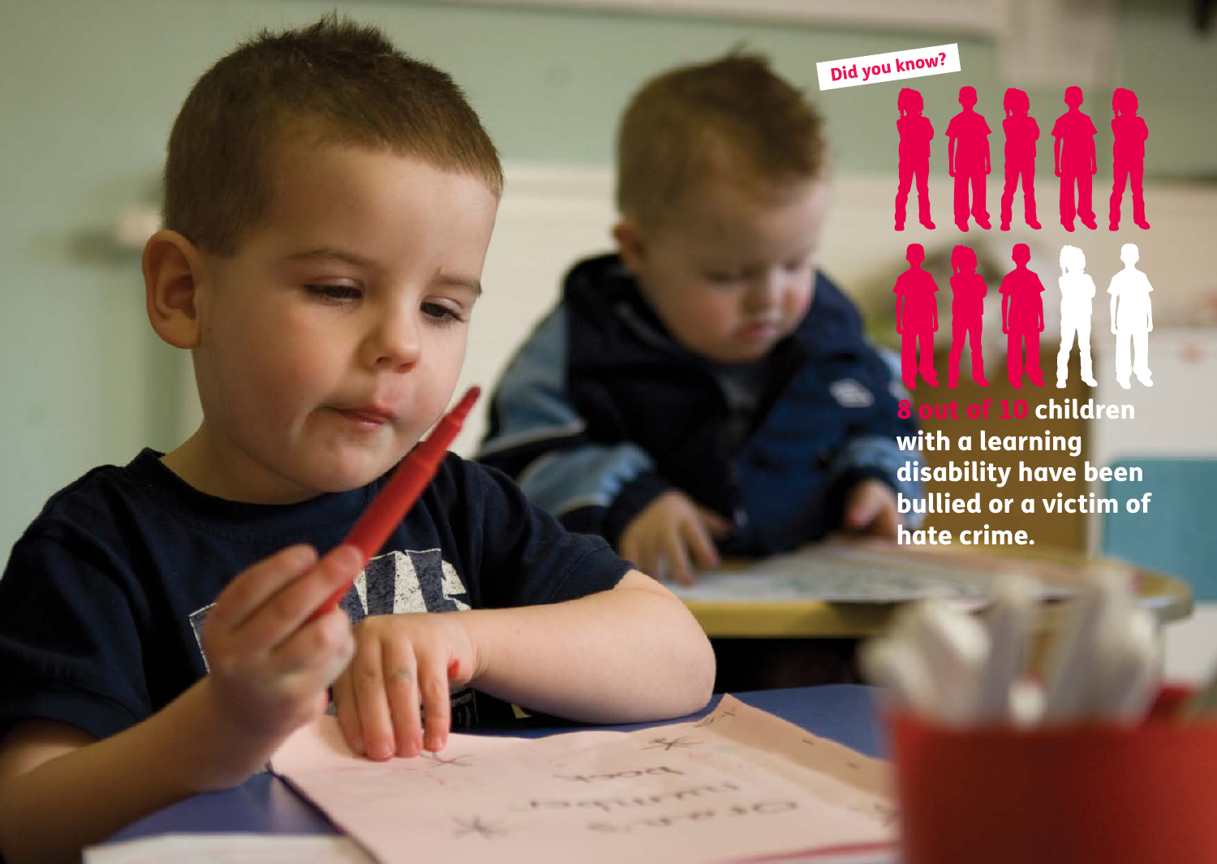Did you know?

**8 out of 10 children with a learning disability have been bullied or a victim of hate crime.**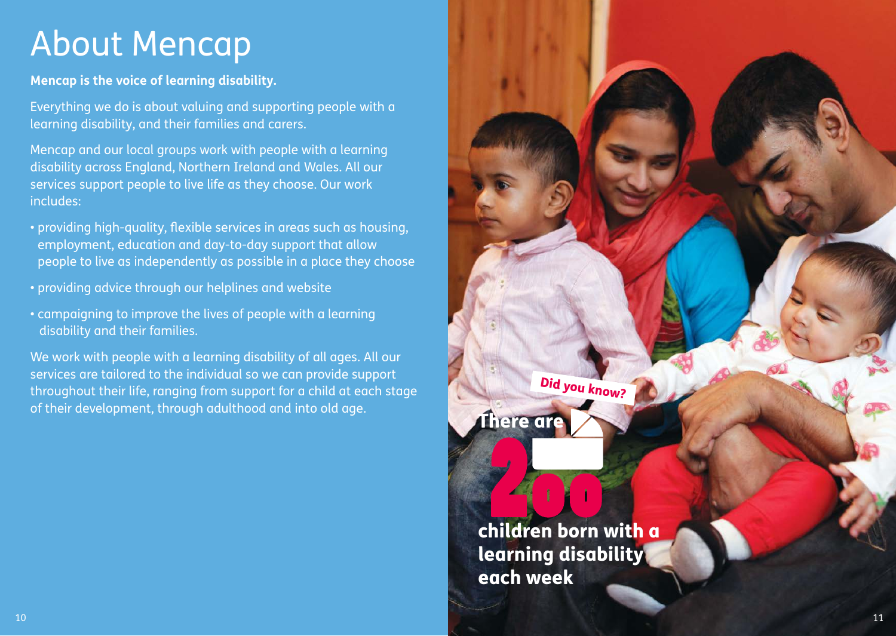# About Mencap

**Mencap is the voice of learning disability.**

Everything we do is about valuing and supporting people with a learning disability, and their families and carers.

Mencap and our local groups work with people with a learning disability across England, Northern Ireland and Wales. All our services support people to live life as they choose. Our work includes:

- providing high-quality, flexible services in areas such as housing, employment, education and day-to-day support that allow people to live as independently as possible in a place they choose
- providing advice through our helplines and website
- campaigning to improve the lives of people with a learning disability and their families.

We work with people with a learning disability of all ages. All our services are tailored to the individual so we can provide support throughout their life, ranging from support for a child at each stage of their development, through adulthood and into old age.

**Did you know?**

**There are 200 children born with a learning disability each week**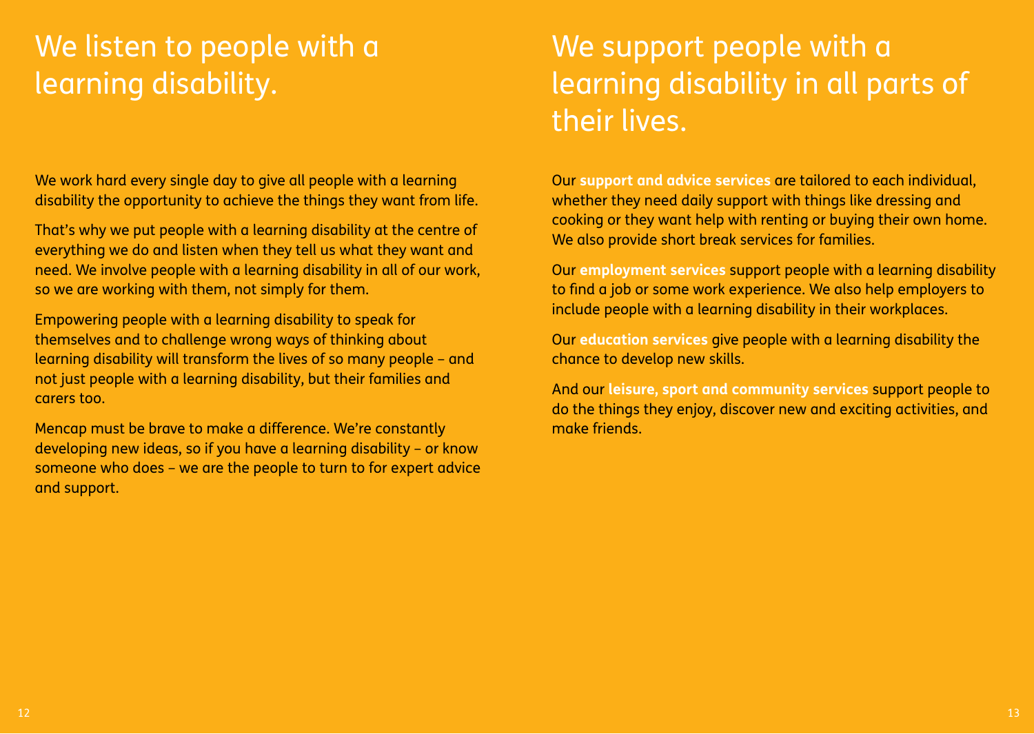# We listen to people with a learning disability.

We work hard every single day to give all people with a learning disability the opportunity to achieve the things they want from life.

That's why we put people with a learning disability at the centre of everything we do and listen when they tell us what they want and need. We involve people with a learning disability in all of our work, so we are working with them, not simply for them.

Empowering people with a learning disability to speak for themselves and to challenge wrong ways of thinking about learning disability will transform the lives of so many people – and not just people with a learning disability, but their families and carers too.

Mencap must be brave to make a difference. We're constantly developing new ideas, so if you have a learning disability – or know someone who does – we are the people to turn to for expert advice and support.

# We support people with a learning disability in all parts of their lives.

Our **support and advice services** are tailored to each individual, whether they need daily support with things like dressing and cooking or they want help with renting or buying their own home. We also provide short break services for families.

Our **employment services** support people with a learning disability to find a job or some work experience. We also help employers to include people with a learning disability in their workplaces.

Our **education services** give people with a learning disability the chance to develop new skills.

And our **leisure, sport and community services** support people to do the things they enjoy, discover new and exciting activities, and make friends.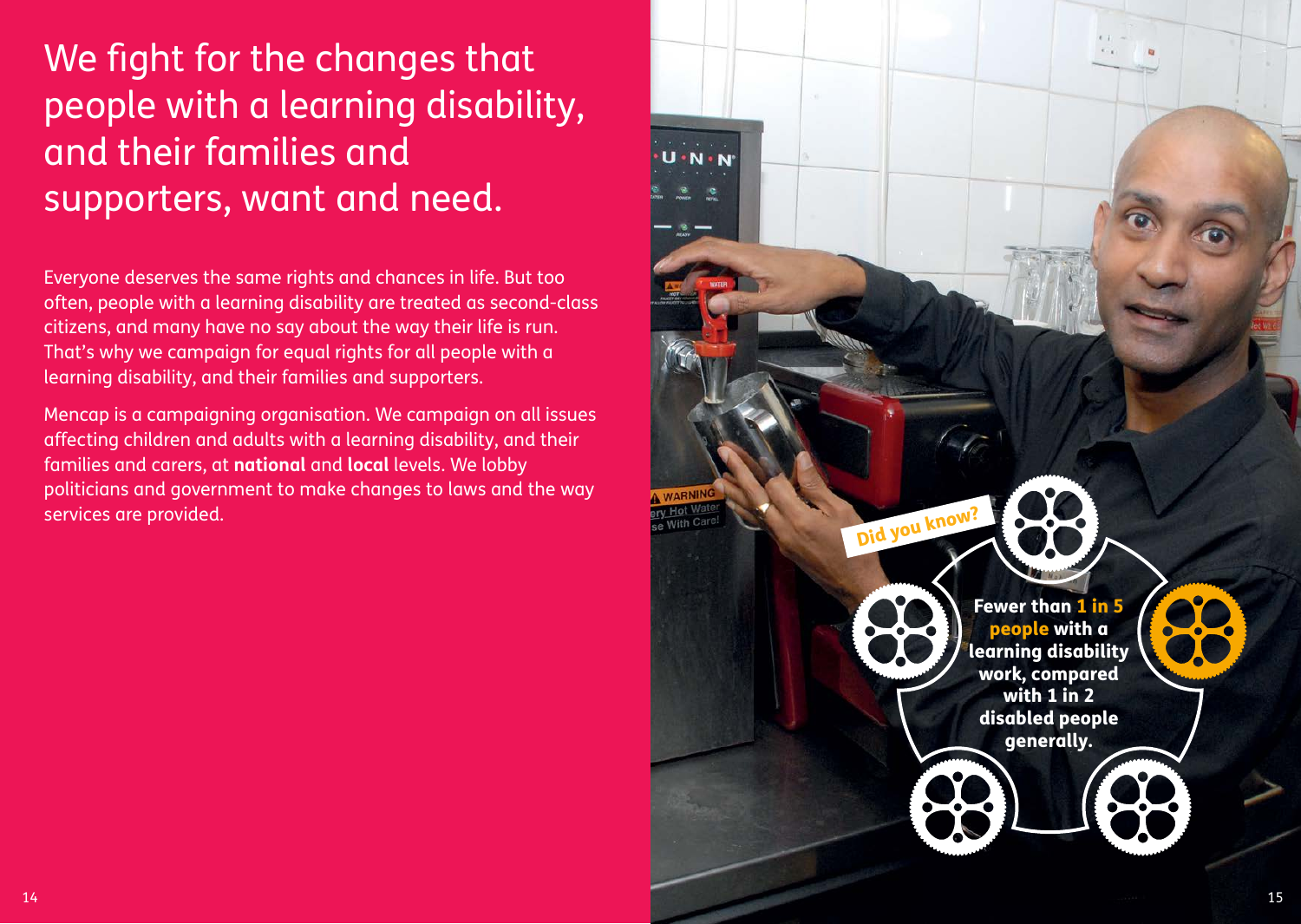# We fight for the changes that people with a learning disability, and their families and supporters, want and need.

Everyone deserves the same rights and chances in life. But too often, people with a learning disability are treated as second-class citizens, and many have no say about the way their life is run. That's why we campaign for equal rights for all people with a learning disability, and their families and supporters.

Mencap is a campaigning organisation. We campaign on all issues affecting children and adults with a learning disability, and their families and carers, at **national** and **local** levels. We lobby politicians and government to make changes to laws and the way services are provided.

**Did you know?**

**Fewer than 1 in 5 people with a learning disability work, compared with 1 in 2 disabled people generally.**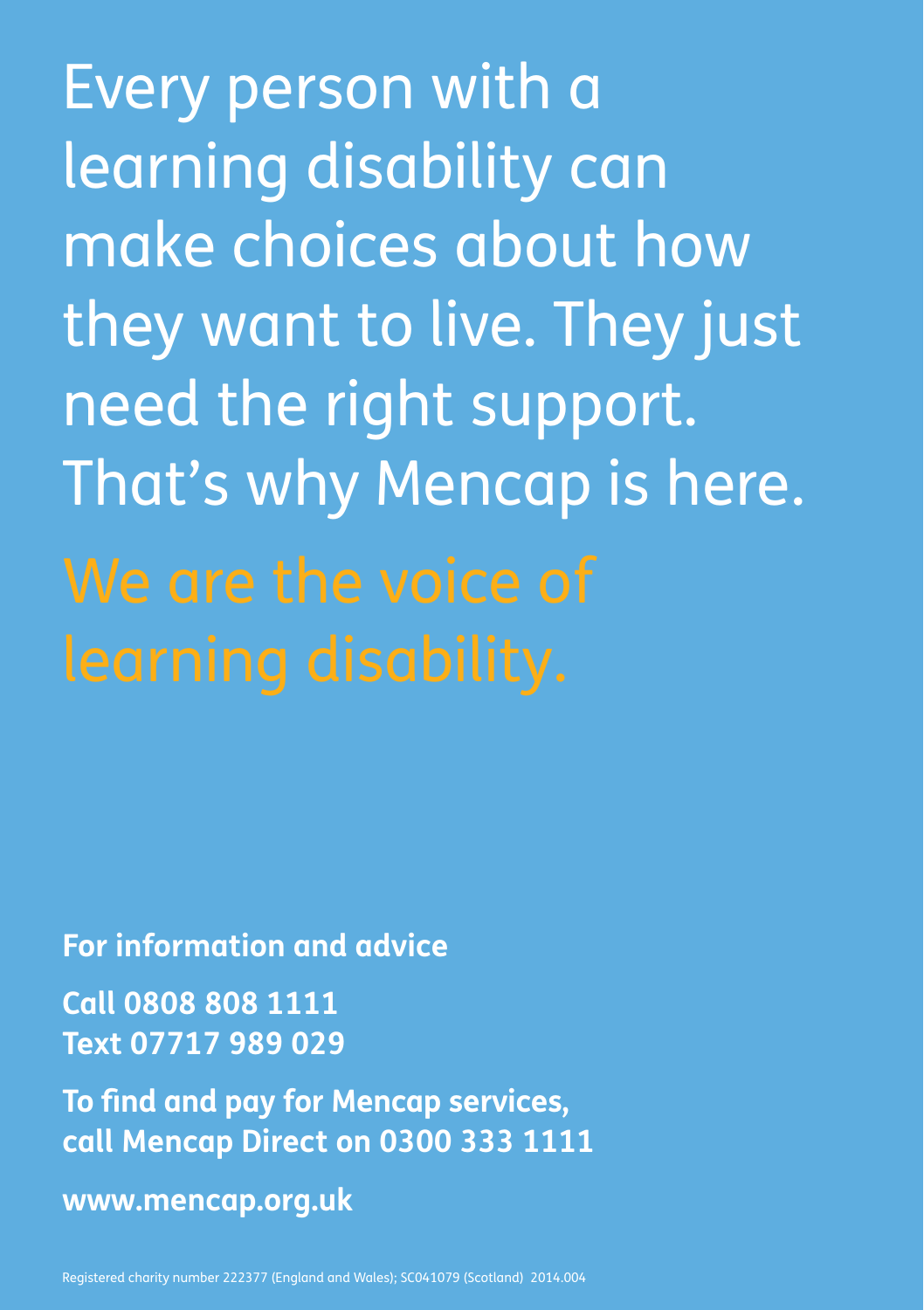Every person with a learning disability can make choices about how they want to live. They just need the right support. That's why Mencap is here.

We are the voice of learning disability.

**For information and advice**

**Call 0808 808 1111**
**Text 07717 989 029**

**To find and pay for Mencap services, call Mencap Direct on 0300 333 1111**

**www.mencap.org.uk**

Registered charity number 222377 (England and Wales); SC041079 (Scotland) 2014.004